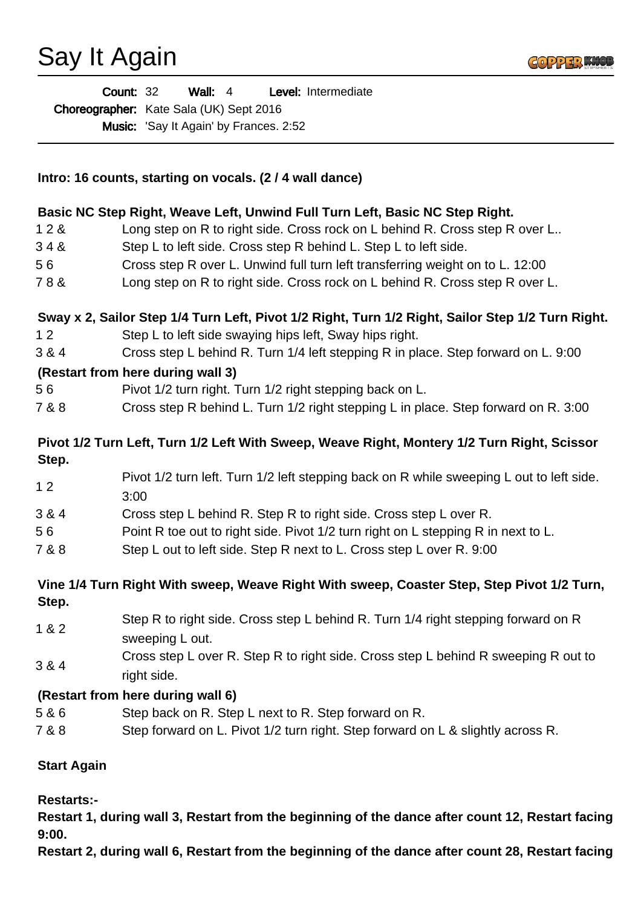# Say It Again

**Count:** 32 **Wall:** 4 **Level:** Intermediate
**Choreographer:** Kate Sala (UK) Sept 2016
**Music:** 'Say It Again' by Frances. 2:52

**Intro: 16 counts, starting on vocals. (2 / 4 wall dance)**

**Basic NC Step Right, Weave Left, Unwind Full Turn Left, Basic NC Step Right.**

| | |
|---|---|
| 1 2 & | Long step on R to right side. Cross rock on L behind R. Cross step R over L.. |
| 3 4 & | Step L to left side. Cross step R behind L. Step L to left side. |
| 5 6 | Cross step R over L. Unwind full turn left transferring weight on to L. 12:00 |
| 7 8 & | Long step on R to right side. Cross rock on L behind R. Cross step R over L. |

**Sway x 2, Sailor Step 1/4 Turn Left, Pivot 1/2 Right, Turn 1/2 Right, Sailor Step 1/2 Turn Right.**

| | |
|---|---|
| 1 2 | Step L to left side swaying hips left, Sway hips right. |
| 3 & 4 | Cross step L behind R. Turn 1/4 left stepping R in place. Step forward on L. 9:00 |

**(Restart from here during wall 3)**

| | |
|---|---|
| 5 6 | Pivot 1/2 turn right. Turn 1/2 right stepping back on L. |
| 7 & 8 | Cross step R behind L. Turn 1/2 right stepping L in place. Step forward on R. 3:00 |

**Pivot 1/2 Turn Left, Turn 1/2 Left With Sweep, Weave Right, Montery 1/2 Turn Right, Scissor Step.**

| | |
|---|---|
| 1 2 | Pivot 1/2 turn left. Turn 1/2 left stepping back on R while sweeping L out to left side. 3:00 |
| 3 & 4 | Cross step L behind R. Step R to right side. Cross step L over R. |
| 5 6 | Point R toe out to right side. Pivot 1/2 turn right on L stepping R in next to L. |
| 7 & 8 | Step L out to left side. Step R next to L. Cross step L over R. 9:00 |

**Vine 1/4 Turn Right With sweep, Weave Right With sweep, Coaster Step, Step Pivot 1/2 Turn, Step.**

| | |
|---|---|
| 1 & 2 | Step R to right side. Cross step L behind R. Turn 1/4 right stepping forward on R sweeping L out. |
| 3 & 4 | Cross step L over R. Step R to right side. Cross step L behind R sweeping R out to right side. |

**(Restart from here during wall 6)**

| | |
|---|---|
| 5 & 6 | Step back on R. Step L next to R. Step forward on R. |
| 7 & 8 | Step forward on L. Pivot 1/2 turn right. Step forward on L & slightly across R. |

**Start Again**

**Restarts:-**

**Restart 1, during wall 3, Restart from the beginning of the dance after count 12, Restart facing 9:00.**

**Restart 2, during wall 6, Restart from the beginning of the dance after count 28, Restart facing**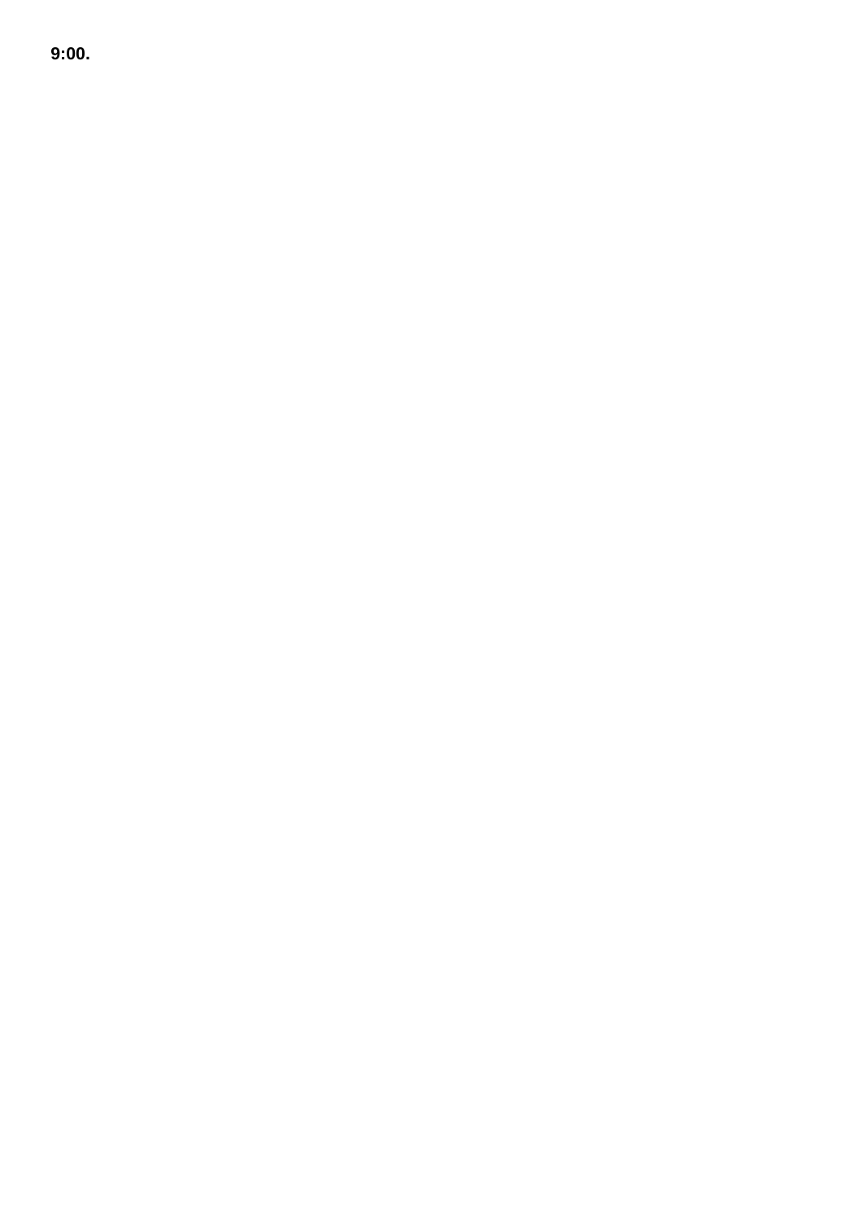**9:00.**